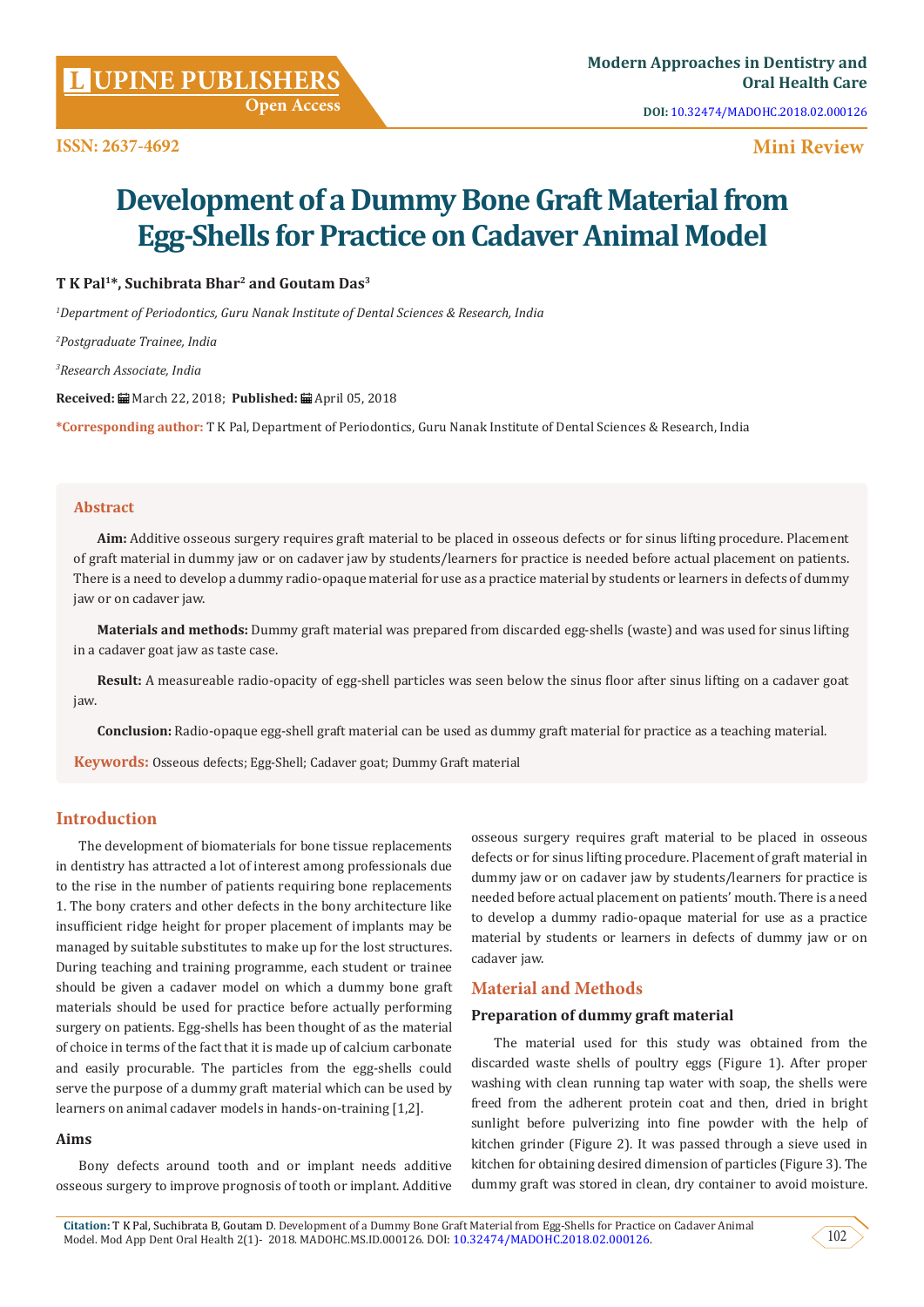# Development of a Dummy Bone Graft Material from Egg-Shells for Practice on Cadaver Animal Model

**T K Pal[1]*, Suchibrata Bhar[2] and Goutam Das[3]**

*[1]Department of Periodontics, Guru Nanak Institute of Dental Sciences & Research, India*

*[2]Postgraduate Trainee, India*

*[3]Research Associate, India*

**Received:** March 22, 2018; **Published:** April 05, 2018

***Corresponding author:** T K Pal, Department of Periodontics, Guru Nanak Institute of Dental Sciences & Research, India

## Abstract

**Aim:** Additive osseous surgery requires graft material to be placed in osseous defects or for sinus lifting procedure. Placement of graft material in dummy jaw or on cadaver jaw by students/learners for practice is needed before actual placement on patients. There is a need to develop a dummy radio-opaque material for use as a practice material by students or learners in defects of dummy jaw or on cadaver jaw.

**Materials and methods:** Dummy graft material was prepared from discarded egg-shells (waste) and was used for sinus lifting in a cadaver goat jaw as taste case.

**Result:** A measureable radio-opacity of egg-shell particles was seen below the sinus floor after sinus lifting on a cadaver goat jaw.

**Conclusion:** Radio-opaque egg-shell graft material can be used as dummy graft material for practice as a teaching material.

**Keywords:** Osseous defects; Egg-Shell; Cadaver goat; Dummy Graft material

## Introduction

The development of biomaterials for bone tissue replacements in dentistry has attracted a lot of interest among professionals due to the rise in the number of patients requiring bone replacements 1. The bony craters and other defects in the bony architecture like insufficient ridge height for proper placement of implants may be managed by suitable substitutes to make up for the lost structures. During teaching and training programme, each student or trainee should be given a cadaver model on which a dummy bone graft materials should be used for practice before actually performing surgery on patients. Egg-shells has been thought of as the material of choice in terms of the fact that it is made up of calcium carbonate and easily procurable. The particles from the egg-shells could serve the purpose of a dummy graft material which can be used by learners on animal cadaver models in hands-on-training [1,2].

### Aims

Bony defects around tooth and or implant needs additive osseous surgery to improve prognosis of tooth or implant. Additive osseous surgery requires graft material to be placed in osseous defects or for sinus lifting procedure. Placement of graft material in dummy jaw or on cadaver jaw by students/learners for practice is needed before actual placement on patients' mouth. There is a need to develop a dummy radio-opaque material for use as a practice material by students or learners in defects of dummy jaw or on cadaver jaw.

## Material and Methods

### Preparation of dummy graft material

The material used for this study was obtained from the discarded waste shells of poultry eggs (Figure 1). After proper washing with clean running tap water with soap, the shells were freed from the adherent protein coat and then, dried in bright sunlight before pulverizing into fine powder with the help of kitchen grinder (Figure 2). It was passed through a sieve used in kitchen for obtaining desired dimension of particles (Figure 3). The dummy graft was stored in clean, dry container to avoid moisture.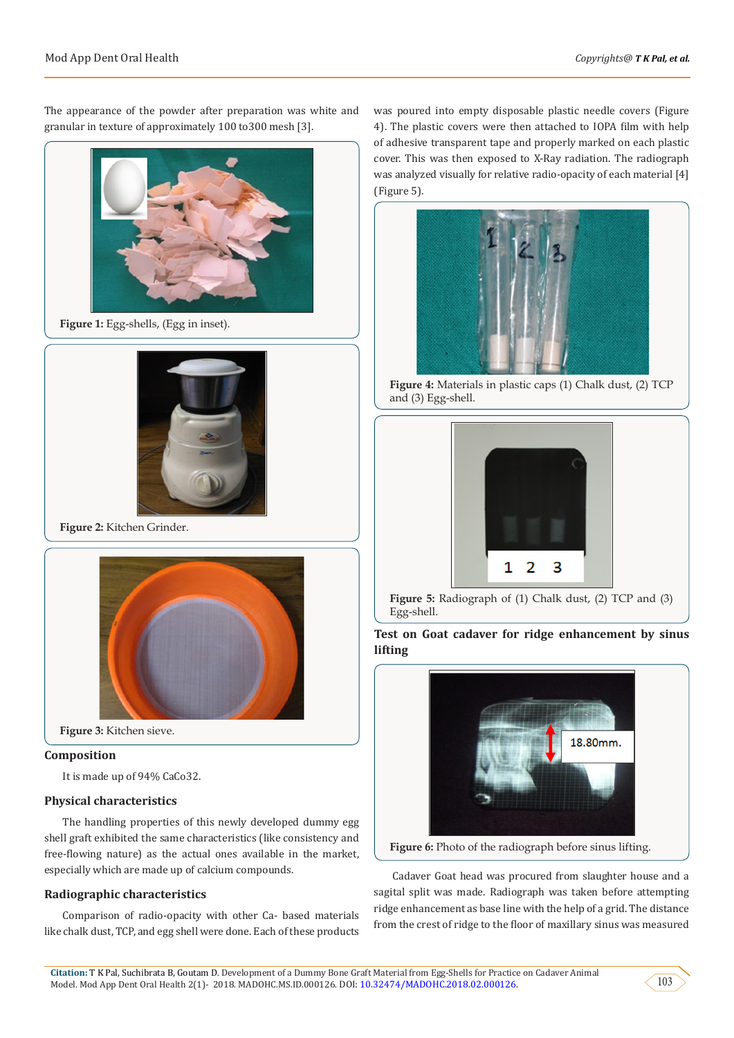The appearance of the powder after preparation was white and granular in texture of approximately 100 to300 mesh [3].

Figure 1: Egg-shells, (Egg in inset).

Figure 2: Kitchen Grinder.

Figure 3: Kitchen sieve.

## Composition

It is made up of 94% CaCo32.

## Physical characteristics

The handling properties of this newly developed dummy egg shell graft exhibited the same characteristics (like consistency and free-flowing nature) as the actual ones available in the market, especially which are made up of calcium compounds.

## Radiographic characteristics

Comparison of radio-opacity with other Ca- based materials like chalk dust, TCP, and egg shell were done. Each of these products was poured into empty disposable plastic needle covers (Figure 4). The plastic covers were then attached to IOPA film with help of adhesive transparent tape and properly marked on each plastic cover. This was then exposed to X-Ray radiation. The radiograph was analyzed visually for relative radio-opacity of each material [4] (Figure 5).

Figure 4: Materials in plastic caps (1) Chalk dust, (2) TCP and (3) Egg-shell.

Figure 5: Radiograph of (1) Chalk dust, (2) TCP and (3) Egg-shell.

## Test on Goat cadaver for ridge enhancement by sinus lifting

Figure 6: Photo of the radiograph before sinus lifting.

Cadaver Goat head was procured from slaughter house and a sagital split was made. Radiograph was taken before attempting ridge enhancement as base line with the help of a grid. The distance from the crest of ridge to the floor of maxillary sinus was measured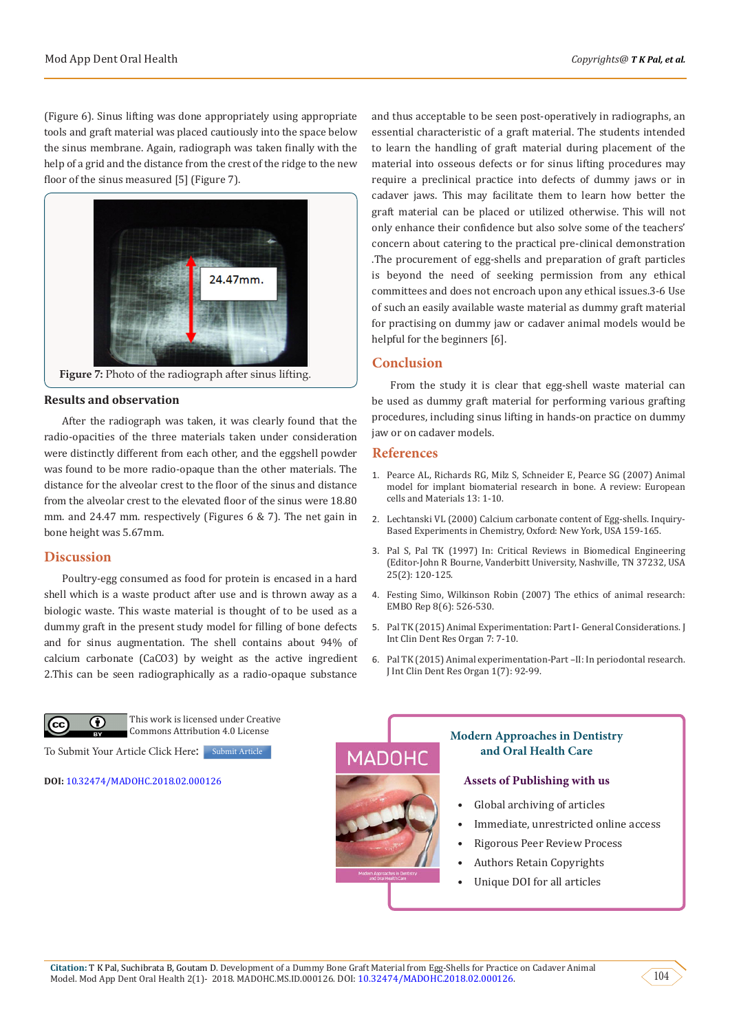(Figure 6). Sinus lifting was done appropriately using appropriate tools and graft material was placed cautiously into the space below the sinus membrane. Again, radiograph was taken finally with the help of a grid and the distance from the crest of the ridge to the new floor of the sinus measured [5] (Figure 7).

24.47mm.

**Figure 7:** Photo of the radiograph after sinus lifting.

### Results and observation

After the radiograph was taken, it was clearly found that the radio-opacities of the three materials taken under consideration were distinctly different from each other, and the eggshell powder was found to be more radio-opaque than the other materials. The distance for the alveolar crest to the floor of the sinus and distance from the alveolar crest to the elevated floor of the sinus were 18.80 mm. and 24.47 mm. respectively (Figures 6 & 7). The net gain in bone height was 5.67mm.

## Discussion

Poultry-egg consumed as food for protein is encased in a hard shell which is a waste product after use and is thrown away as a biologic waste. This waste material is thought of to be used as a dummy graft in the present study model for filling of bone defects and for sinus augmentation. The shell contains about 94% of calcium carbonate (CaCO3) by weight as the active ingredient 2.This can be seen radiographically as a radio-opaque substance and thus acceptable to be seen post-operatively in radiographs, an essential characteristic of a graft material. The students intended to learn the handling of graft material during placement of the material into osseous defects or for sinus lifting procedures may require a preclinical practice into defects of dummy jaws or in cadaver jaws. This may facilitate them to learn how better the graft material can be placed or utilized otherwise. This will not only enhance their confidence but also solve some of the teachers' concern about catering to the practical pre-clinical demonstration .The procurement of egg-shells and preparation of graft particles is beyond the need of seeking permission from any ethical committees and does not encroach upon any ethical issues.3-6 Use of such an easily available waste material as dummy graft material for practising on dummy jaw or cadaver animal models would be helpful for the beginners [6].

## Conclusion

From the study it is clear that egg-shell waste material can be used as dummy graft material for performing various grafting procedures, including sinus lifting in hands-on practice on dummy jaw or on cadaver models.

## References

1. Pearce AL, Richards RG, Milz S, Schneider E, Pearce SG (2007) Animal model for implant biomaterial research in bone. A review: European cells and Materials 13: 1-10.
2. Lechtanski VL (2000) Calcium carbonate content of Egg-shells. Inquiry-Based Experiments in Chemistry, Oxford: New York, USA 159-165.
3. Pal S, Pal TK (1997) In: Critical Reviews in Biomedical Engineering (Editor-John R Bourne, Vanderbitt University, Nashville, TN 37232, USA 25(2): 120-125.
4. Festing Simo, Wilkinson Robin (2007) The ethics of animal research: EMBO Rep 8(6): 526-530.
5. Pal TK (2015) Animal Experimentation: Part I- General Considerations. J Int Clin Dent Res Organ 7: 7-10.
6. Pal TK (2015) Animal experimentation-Part –II: In periodontal research. J Int Clin Dent Res Organ 1(7): 92-99.

This work is licensed under Creative Commons Attribution 4.0 License

To Submit Your Article Click Here: Submit Article

**DOI:** 10.32474/MADOHC.2018.02.000126

**Modern Approaches in Dentistry and Oral Health Care**

**Assets of Publishing with us**

- Global archiving of articles
- Immediate, unrestricted online access
- Rigorous Peer Review Process
- Authors Retain Copyrights
- Unique DOI for all articles

**Citation:** T K Pal, Suchibrata B, Goutam D. Development of a Dummy Bone Graft Material from Egg-Shells for Practice on Cadaver Animal Model. Mod App Dent Oral Health 2(1)- 2018. MADOHC.MS.ID.000126. DOI: 10.32474/MADOHC.2018.02.000126.